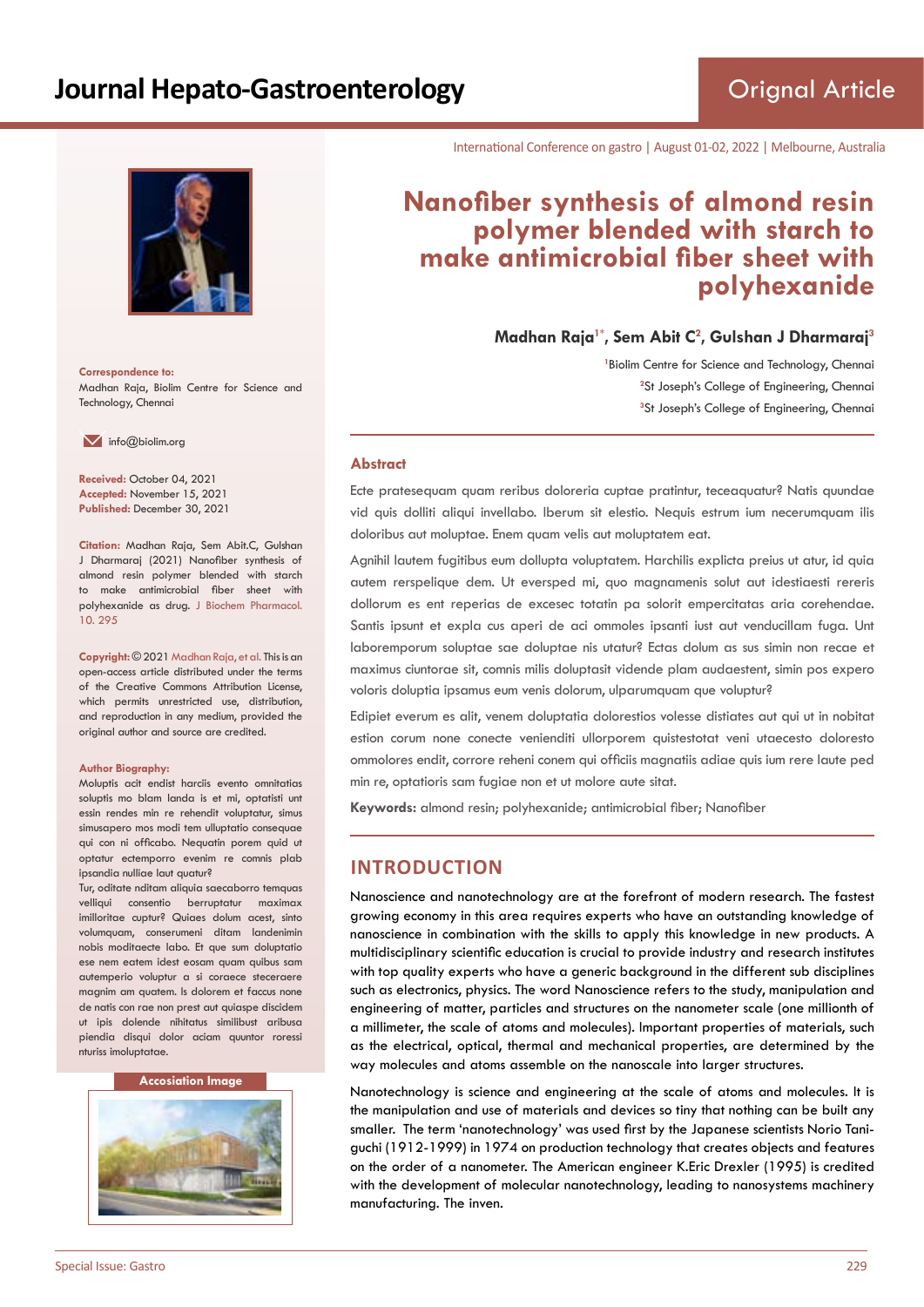# Journal Hepato-Gastroenterology

Orignal Article

International Conference on gastro | August 01-02, 2022 | Melbourne, Australia

## Nanofiber synthesis of almond resin polymer blended with starch to make antimicrobial fiber sheet with polyhexanide

**Madhan Raja[1*], Sem Abit C[2], Gulshan J Dharmaraj[3]**

[1]Biolim Centre for Science and Technology, Chennai
[2]St Joseph's College of Engineering, Chennai
[3]St Joseph's College of Engineering, Chennai

**Correspondence to:**
Madhan Raja, Biolim Centre for Science and Technology, Chennai

info@biolim.org

**Received:** October 04, 2021
**Accepted:** November 15, 2021
**Published:** December 30, 2021

**Citation:** Madhan Raja, Sem Abit.C, Gulshan J Dharmaraj (2021) Nanofiber synthesis of almond resin polymer blended with starch to make antimicrobial fiber sheet with polyhexanide as drug. J Biochem Pharmacol. 10. 295

**Copyright:** © 2021 Madhan Raja, et al. This is an open-access article distributed under the terms of the Creative Commons Attribution License, which permits unrestricted use, distribution, and reproduction in any medium, provided the original author and source are credited.

**Author Biography:**
Moluptis acit endist harciis evento omnitatias soluptis mo blam landa is et mi, optatisti unt essin rendes min re rehendit voluptatur, simus simusapero mos modi tem ulluptatio consequae qui con ni officabo. Nequatin porem quid ut optatur ectemporro evenim re comnis plab ipsandia nulliae laut quatur?
Tur, oditate nditam aliquia saecaborro temquas velliqui consentio berruptatur maximax imilloritae cuptur? Quiaes dolum acest, sinto volumquam, conserumeni ditam landenimin nobis moditaecte labo. Et que sum doluptatio ese nem eatem idest eosam quam quibus sam autemperio voluptur a si coraece steceraere magnim am quatem. Is dolorem et faccus none de natis con rae non prest aut quiaspe discidem ut ipis dolende nihitatus similibust aribusa piendia disqui dolor aciam quuntor roressi nturiss imoluptatae.

**Accosiation Image**

### Abstract

Ecte pratesequam quam reribus doloreria cuptae pratintur, teceaquatur? Natis quundae vid quis dolliti aliqui invellabo. Iberum sit elestio. Nequis estrum ium necerumquam ilis doloribus aut moluptae. Enem quam velis aut moluptatem eat.

Agnihil lautem fugitibus eum dollupta voluptatem. Harchilis explicta preius ut atur, id quia autem rerspelique dem. Ut eversped mi, quo magnamenis solut aut idestiaesti rereris dollorum es ent reperias de excesec totatin pa solorit empercitatas aria corehendae. Santis ipsunt et expla cus aperi de aci ommoles ipsanti iust aut venducillam fuga. Unt laboremporum soluptae sae doluptae nis utatur? Ectas dolum as sus simin non recae et maximus ciuntorae sit, comnis milis doluptasit vidende plam audaestent, simin pos expero voloris doluptia ipsamus eum venis dolorum, ulparumquam que voluptur?

Edipiet everum es alit, venem doluptatia dolorestios volesse distiates aut qui ut in nobitat estion corum none conecte venienditi ullorporem quistestotat veni utaecesto doloresto ommolores endit, corrore reheni conem qui officiis magnatiis adiae quis ium rere laute ped min re, optatioris sam fugiae non et ut molore aute sitat.

**Keywords:** almond resin; polyhexanide; antimicrobial fiber; Nanofiber

## INTRODUCTION

Nanoscience and nanotechnology are at the forefront of modern research. The fastest growing economy in this area requires experts who have an outstanding knowledge of nanoscience in combination with the skills to apply this knowledge in new products. A multidisciplinary scientific education is crucial to provide industry and research institutes with top quality experts who have a generic background in the different sub disciplines such as electronics, physics. The word Nanoscience refers to the study, manipulation and engineering of matter, particles and structures on the nanometer scale (one millionth of a millimeter, the scale of atoms and molecules). Important properties of materials, such as the electrical, optical, thermal and mechanical properties, are determined by the way molecules and atoms assemble on the nanoscale into larger structures.

Nanotechnology is science and engineering at the scale of atoms and molecules. It is the manipulation and use of materials and devices so tiny that nothing can be built any smaller. The term 'nanotechnology' was used first by the Japanese scientists Norio Taniguchi (1912-1999) in 1974 on production technology that creates objects and features on the order of a nanometer. The American engineer K.Eric Drexler (1995) is credited with the development of molecular nanotechnology, leading to nanosystems machinery manufacturing. The inven.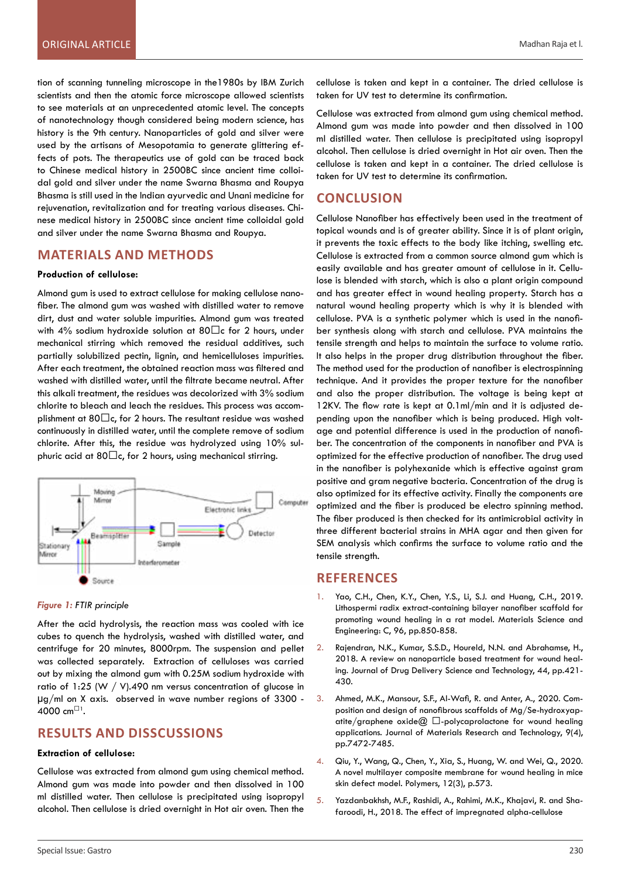tion of scanning tunneling microscope in the1980s by IBM Zurich scientists and then the atomic force microscope allowed scientists to see materials at an unprecedented atomic level. The concepts of nanotechnology though considered being modern science, has history is the 9th century. Nanoparticles of gold and silver were used by the artisans of Mesopotamia to generate glittering effects of pots. The therapeutics use of gold can be traced back to Chinese medical history in 2500BC since ancient time colloidal gold and silver under the name Swarna Bhasma and Roupya Bhasma is still used in the Indian ayurvedic and Unani medicine for rejuvenation, revitalization and for treating various diseases. Chinese medical history in 2500BC since ancient time colloidal gold and silver under the name Swarna Bhasma and Roupya.

## MATERIALS AND METHODS

**Production of cellulose:**

Almond gum is used to extract cellulose for making cellulose nanofiber. The almond gum was washed with distilled water to remove dirt, dust and water soluble impurities. Almond gum was treated with 4% sodium hydroxide solution at 80□c for 2 hours, under mechanical stirring which removed the residual additives, such partially solubilized pectin, lignin, and hemicelluloses impurities. After each treatment, the obtained reaction mass was filtered and washed with distilled water, until the filtrate became neutral. After this alkali treatment, the residues was decolorized with 3% sodium chlorite to bleach and leach the residues. This process was accomplishment at 80□c, for 2 hours. The resultant residue was washed continuously in distilled water, until the complete remove of sodium chlorite. After this, the residue was hydrolyzed using 10% sulphuric acid at 80□c, for 2 hours, using mechanical stirring.

Moving Mirror
Stationary Mirror
Beamsplitter
Source
Electronic links
Computer
Sample
Detector
Interferometer

*Figure 1: FTIR principle*

After the acid hydrolysis, the reaction mass was cooled with ice cubes to quench the hydrolysis, washed with distilled water, and centrifuge for 20 minutes, 8000rpm. The suspension and pellet was collected separately. Extraction of celluloses was carried out by mixing the almond gum with 0.25M sodium hydroxide with ratio of 1:25 (W / V).490 nm versus concentration of glucose in μg/ml on X axis. observed in wave number regions of 3300 - 4000 cm□1.

## RESULTS AND DISSCUSSIONS

**Extraction of cellulose:**

Cellulose was extracted from almond gum using chemical method. Almond gum was made into powder and then dissolved in 100 ml distilled water. Then cellulose is precipitated using isopropyl alcohol. Then cellulose is dried overnight in Hot air oven. Then the cellulose is taken and kept in a container. The dried cellulose is taken for UV test to determine its confirmation.

Cellulose was extracted from almond gum using chemical method. Almond gum was made into powder and then dissolved in 100 ml distilled water. Then cellulose is precipitated using isopropyl alcohol. Then cellulose is dried overnight in Hot air oven. Then the cellulose is taken and kept in a container. The dried cellulose is taken for UV test to determine its confirmation.

## CONCLUSION

Cellulose Nanofiber has effectively been used in the treatment of topical wounds and is of greater ability. Since it is of plant origin, it prevents the toxic effects to the body like itching, swelling etc. Cellulose is extracted from a common source almond gum which is easily available and has greater amount of cellulose in it. Cellulose is blended with starch, which is also a plant origin compound and has greater effect in wound healing property. Starch has a natural wound healing property which is why it is blended with cellulose. PVA is a synthetic polymer which is used in the nanofiber synthesis along with starch and cellulose. PVA maintains the tensile strength and helps to maintain the surface to volume ratio. It also helps in the proper drug distribution throughout the fiber. The method used for the production of nanofiber is electrospinning technique. And it provides the proper texture for the nanofiber and also the proper distribution. The voltage is being kept at 12KV. The flow rate is kept at 0.1ml/min and it is adjusted depending upon the nanofiber which is being produced. High voltage and potential difference is used in the production of nanofiber. The concentration of the components in nanofiber and PVA is optimized for the effective production of nanofiber. The drug used in the nanofiber is polyhexanide which is effective against gram positive and gram negative bacteria. Concentration of the drug is also optimized for its effective activity. Finally the components are optimized and the fiber is produced be electro spinning method. The fiber produced is then checked for its antimicrobial activity in three different bacterial strains in MHA agar and then given for SEM analysis which confirms the surface to volume ratio and the tensile strength.

## REFERENCES

1. Yao, C.H., Chen, K.Y., Chen, Y.S., Li, S.J. and Huang, C.H., 2019. Lithospermi radix extract-containing bilayer nanofiber scaffold for promoting wound healing in a rat model. Materials Science and Engineering: C, 96, pp.850-858.
2. Rajendran, N.K., Kumar, S.S.D., Houreld, N.N. and Abrahamse, H., 2018. A review on nanoparticle based treatment for wound healing. Journal of Drug Delivery Science and Technology, 44, pp.421-430.
3. Ahmed, M.K., Mansour, S.F., Al-Wafi, R. and Anter, A., 2020. Composition and design of nanofibrous scaffolds of Mg/Se-hydroxyapatite/graphene oxide@ □-polycaprolactone for wound healing applications. Journal of Materials Research and Technology, 9(4), pp.7472-7485.
4. Qiu, Y., Wang, Q., Chen, Y., Xia, S., Huang, W. and Wei, Q., 2020. A novel multilayer composite membrane for wound healing in mice skin defect model. Polymers, 12(3), p.573.
5. Yazdanbakhsh, M.F., Rashidi, A., Rahimi, M.K., Khajavi, R. and Shafaroodi, H., 2018. The effect of impregnated alpha-cellulose